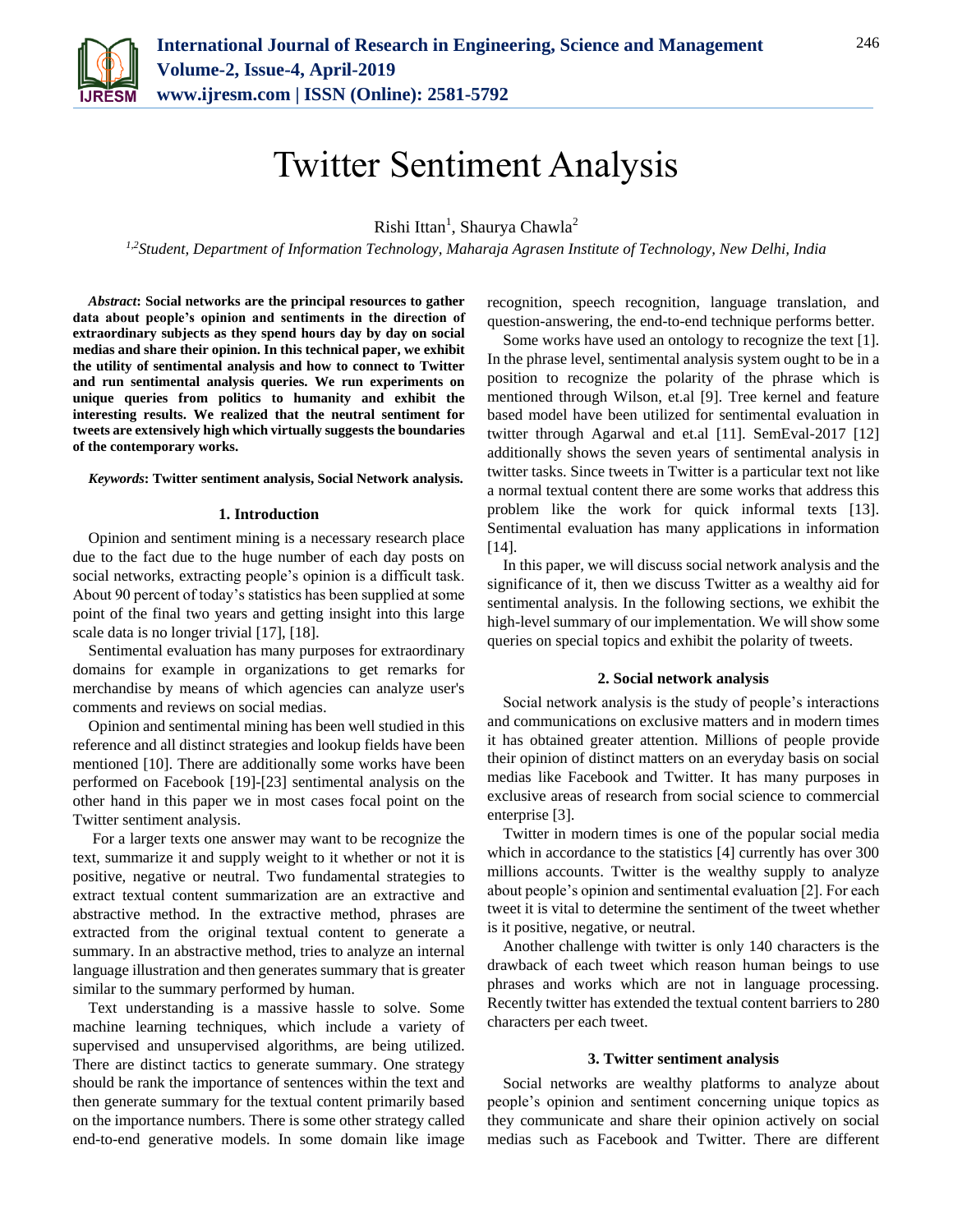// Twitter Sentiment Analysis

Rishi Ittan[1], Shaurya Chawla[2]

[1,2]*Student, Department of Information Technology, Maharaja Agrasen Institute of Technology, New Delhi, India*

***Abstract*: Social networks are the principal resources to gather data about people's opinion and sentiments in the direction of extraordinary subjects as they spend hours day by day on social medias and share their opinion. In this technical paper, we exhibit the utility of sentimental analysis and how to connect to Twitter and run sentimental analysis queries. We run experiments on unique queries from politics to humanity and exhibit the interesting results. We realized that the neutral sentiment for tweets are extensively high which virtually suggests the boundaries of the contemporary works.**

***Keywords*: Twitter sentiment analysis, Social Network analysis.**

## 1. Introduction

Opinion and sentiment mining is a necessary research place due to the fact due to the huge number of each day posts on social networks, extracting people's opinion is a difficult task. About 90 percent of today's statistics has been supplied at some point of the final two years and getting insight into this large scale data is no longer trivial [17], [18].

Sentimental evaluation has many purposes for extraordinary domains for example in organizations to get remarks for merchandise by means of which agencies can analyze user's comments and reviews on social medias.

Opinion and sentimental mining has been well studied in this reference and all distinct strategies and lookup fields have been mentioned [10]. There are additionally some works have been performed on Facebook [19]-[23] sentimental analysis on the other hand in this paper we in most cases focal point on the Twitter sentiment analysis.

For a larger texts one answer may want to be recognize the text, summarize it and supply weight to it whether or not it is positive, negative or neutral. Two fundamental strategies to extract textual content summarization are an extractive and abstractive method. In the extractive method, phrases are extracted from the original textual content to generate a summary. In an abstractive method, tries to analyze an internal language illustration and then generates summary that is greater similar to the summary performed by human.

Text understanding is a massive hassle to solve. Some machine learning techniques, which include a variety of supervised and unsupervised algorithms, are being utilized. There are distinct tactics to generate summary. One strategy should be rank the importance of sentences within the text and then generate summary for the textual content primarily based on the importance numbers. There is some other strategy called end-to-end generative models. In some domain like image recognition, speech recognition, language translation, and question-answering, the end-to-end technique performs better.

Some works have used an ontology to recognize the text [1]. In the phrase level, sentimental analysis system ought to be in a position to recognize the polarity of the phrase which is mentioned through Wilson, et.al [9]. Tree kernel and feature based model have been utilized for sentimental evaluation in twitter through Agarwal and et.al [11]. SemEval-2017 [12] additionally shows the seven years of sentimental analysis in twitter tasks. Since tweets in Twitter is a particular text not like a normal textual content there are some works that address this problem like the work for quick informal texts [13]. Sentimental evaluation has many applications in information [14].

In this paper, we will discuss social network analysis and the significance of it, then we discuss Twitter as a wealthy aid for sentimental analysis. In the following sections, we exhibit the high-level summary of our implementation. We will show some queries on special topics and exhibit the polarity of tweets.

## 2. Social network analysis

Social network analysis is the study of people's interactions and communications on exclusive matters and in modern times it has obtained greater attention. Millions of people provide their opinion of distinct matters on an everyday basis on social medias like Facebook and Twitter. It has many purposes in exclusive areas of research from social science to commercial enterprise [3].

Twitter in modern times is one of the popular social media which in accordance to the statistics [4] currently has over 300 millions accounts. Twitter is the wealthy supply to analyze about people's opinion and sentimental evaluation [2]. For each tweet it is vital to determine the sentiment of the tweet whether is it positive, negative, or neutral.

Another challenge with twitter is only 140 characters is the drawback of each tweet which reason human beings to use phrases and works which are not in language processing. Recently twitter has extended the textual content barriers to 280 characters per each tweet.

## 3. Twitter sentiment analysis

Social networks are wealthy platforms to analyze about people's opinion and sentiment concerning unique topics as they communicate and share their opinion actively on social medias such as Facebook and Twitter. There are different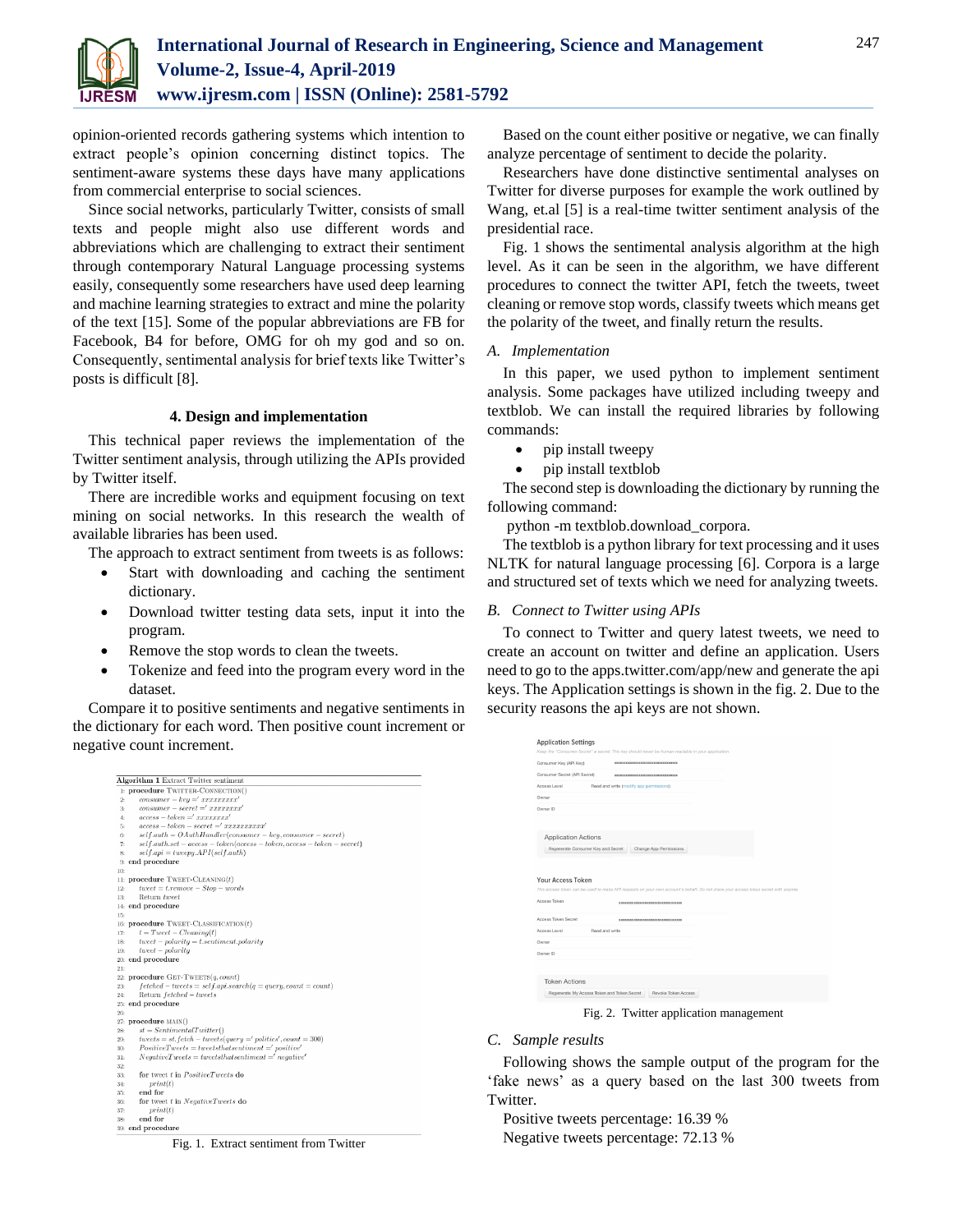opinion-oriented records gathering systems which intention to extract people's opinion concerning distinct topics. The sentiment-aware systems these days have many applications from commercial enterprise to social sciences.

Since social networks, particularly Twitter, consists of small texts and people might also use different words and abbreviations which are challenging to extract their sentiment through contemporary Natural Language processing systems easily, consequently some researchers have used deep learning and machine learning strategies to extract and mine the polarity of the text [15]. Some of the popular abbreviations are FB for Facebook, B4 for before, OMG for oh my god and so on. Consequently, sentimental analysis for brief texts like Twitter's posts is difficult [8].

## 4. Design and implementation

This technical paper reviews the implementation of the Twitter sentiment analysis, through utilizing the APIs provided by Twitter itself.

There are incredible works and equipment focusing on text mining on social networks. In this research the wealth of available libraries has been used.

The approach to extract sentiment from tweets is as follows:

- Start with downloading and caching the sentiment dictionary.
- Download twitter testing data sets, input it into the program.
- Remove the stop words to clean the tweets.
- Tokenize and feed into the program every word in the dataset.

Compare it to positive sentiments and negative sentiments in the dictionary for each word. Then positive count increment or negative count increment.

```
Algorithm 1 Extract Twitter sentiment
1:  procedure TWITTER-CONNECTION()
2:      consumer − key =' xxxxxxxxx'
3:      consumer − secret =' xxxxxxxx'
4:      access − token =' xxxxxxxx'
5:      access − token − secret =' xxxxxxxxxx'
6:      self.auth = OAuthHandler(consumer − key, consumer − secret)
7:      self.auth.set − access − token(access − token, access − token − secret)
8:      self.api = tweepy.API(self.auth)
9:  end procedure
10:
11: procedure TWEET-CLEANING(t)
12:     tweet = t.remove − Stop − words
13:     Return tweet
14: end procedure
15:
16: procedure TWEET-CLASSIFICATION(t)
17:     t = Tweet − Cleaning(t)
18:     tweet − polarity = t.sentiment.polarity
19:     tweet − polarity
20: end procedure
21:
22: procedure GET-TWEETS(q, count)
23:     fetched − tweets = self.api.search(q = query, count = count)
24:     Return fetched − tweets
25: end procedure
26:
27: procedure MAIN()
28:     st = SentimentalTwitter()
29:     tweets = st.fetch − tweets(query =' politics', count = 300)
30:     PositiveTweets = tweetsthatsentiment =' positive'
31:     NegativeTweets = tweetsthatsentiment =' negative'
32:
33:     for tweet t in PositiveTweets do
34:         print(t)
35:     end for
36:     for tweet t in NegativeTweets do
37:         print(t)
38:     end for
39: end procedure
```

Fig. 1. Extract sentiment from Twitter

Based on the count either positive or negative, we can finally analyze percentage of sentiment to decide the polarity.

Researchers have done distinctive sentimental analyses on Twitter for diverse purposes for example the work outlined by Wang, et.al [5] is a real-time twitter sentiment analysis of the presidential race.

Fig. 1 shows the sentimental analysis algorithm at the high level. As it can be seen in the algorithm, we have different procedures to connect the twitter API, fetch the tweets, tweet cleaning or remove stop words, classify tweets which means get the polarity of the tweet, and finally return the results.

### *A. Implementation*

In this paper, we used python to implement sentiment analysis. Some packages have utilized including tweepy and textblob. We can install the required libraries by following commands:

- pip install tweepy
- pip install textblob

The second step is downloading the dictionary by running the following command:

python -m textblob.download_corpora.

The textblob is a python library for text processing and it uses NLTK for natural language processing [6]. Corpora is a large and structured set of texts which we need for analyzing tweets.

### *B. Connect to Twitter using APIs*

To connect to Twitter and query latest tweets, we need to create an account on twitter and define an application. Users need to go to the apps.twitter.com/app/new and generate the api keys. The Application settings is shown in the fig. 2. Due to the security reasons the api keys are not shown.

Fig. 2. Twitter application management

### *C. Sample results*

Following shows the sample output of the program for the 'fake news' as a query based on the last 300 tweets from Twitter.

Positive tweets percentage: 16.39 %

Negative tweets percentage: 72.13 %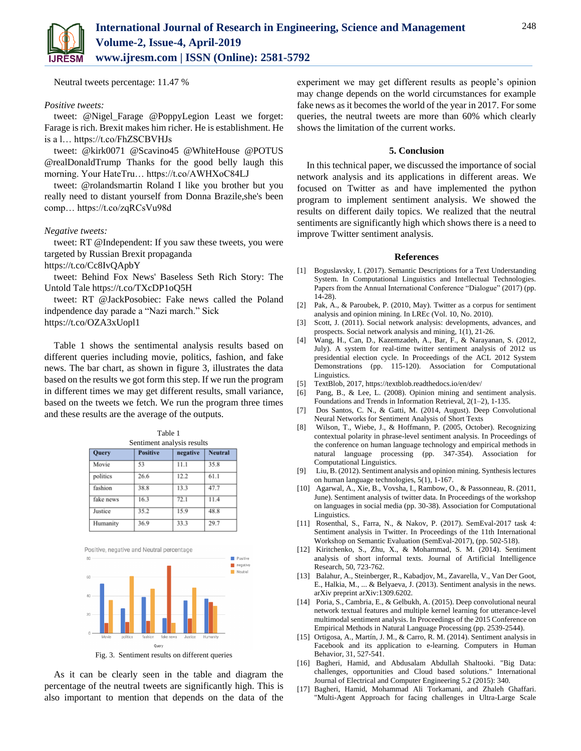Neutral tweets percentage: 11.47 %

*Positive tweets:*

tweet: @Nigel_Farage @PoppyLegion Least we forget: Farage is rich. Brexit makes him richer. He is establishment. He is a l… https://t.co/FhZSCBVHJs

tweet: @kirk0071 @Scavino45 @WhiteHouse @POTUS @realDonaldTrump Thanks for the good belly laugh this morning. Your HateTru… https://t.co/AWHXoC84LJ

tweet: @rolandsmartin Roland I like you brother but you really need to distant yourself from Donna Brazile,she's been comp… https://t.co/zqRCsVu98d

*Negative tweets:*

tweet: RT @Independent: If you saw these tweets, you were targeted by Russian Brexit propaganda https://t.co/Cc8IvQApbY

tweet: Behind Fox News' Baseless Seth Rich Story: The Untold Tale https://t.co/TXcDP1oQ5H

tweet: RT @JackPosobiec: Fake news called the Poland indpendence day parade a "Nazi march." Sick https://t.co/OZA3xUopl1

Table 1 shows the sentimental analysis results based on different queries including movie, politics, fashion, and fake news. The bar chart, as shown in figure 3, illustrates the data based on the results we got form this step. If we run the program in different times we may get different results, small variance, based on the tweets we fetch. We run the program three times and these results are the average of the outputs.

Table 1
Sentiment analysis results

| Query | Positive | negative | Neutral |
|---|---|---|---|
| Movie | 53 | 11.1 | 35.8 |
| politics | 26.6 | 12.2 | 61.1 |
| fashion | 38.8 | 13.3 | 47.7 |
| fake news | 16.3 | 72.1 | 11.4 |
| Justice | 35.2 | 15.9 | 48.8 |
| Humanity | 36.9 | 33.3 | 29.7 |

Fig. 3. Sentiment results on different queries

As it can be clearly seen in the table and diagram the percentage of the neutral tweets are significantly high. This is also important to mention that depends on the data of the experiment we may get different results as people's opinion may change depends on the world circumstances for example fake news as it becomes the world of the year in 2017. For some queries, the neutral tweets are more than 60% which clearly shows the limitation of the current works.

## 5. Conclusion

In this technical paper, we discussed the importance of social network analysis and its applications in different areas. We focused on Twitter as and have implemented the python program to implement sentiment analysis. We showed the results on different daily topics. We realized that the neutral sentiments are significantly high which shows there is a need to improve Twitter sentiment analysis.

## References

[1] Boguslavsky, I. (2017). Semantic Descriptions for a Text Understanding System. In Computational Linguistics and Intellectual Technologies. Papers from the Annual International Conference "Dialogue" (2017) (pp. 14-28).

[2] Pak, A., & Paroubek, P. (2010, May). Twitter as a corpus for sentiment analysis and opinion mining. In LREc (Vol. 10, No. 2010).

[3] Scott, J. (2011). Social network analysis: developments, advances, and prospects. Social network analysis and mining, 1(1), 21-26.

[4] Wang, H., Can, D., Kazemzadeh, A., Bar, F., & Narayanan, S. (2012, July). A system for real-time twitter sentiment analysis of 2012 us presidential election cycle. In Proceedings of the ACL 2012 System Demonstrations (pp. 115-120). Association for Computational Linguistics.

[5] TextBlob, 2017, https://textblob.readthedocs.io/en/dev/

[6] Pang, B., & Lee, L. (2008). Opinion mining and sentiment analysis. Foundations and Trends in Information Retrieval, 2(1–2), 1-135.

[7] Dos Santos, C. N., & Gatti, M. (2014, August). Deep Convolutional Neural Networks for Sentiment Analysis of Short Texts

[8] Wilson, T., Wiebe, J., & Hoffmann, P. (2005, October). Recognizing contextual polarity in phrase-level sentiment analysis. In Proceedings of the conference on human language technology and empirical methods in natural language processing (pp. 347-354). Association for Computational Linguistics.

[9] Liu, B. (2012). Sentiment analysis and opinion mining. Synthesis lectures on human language technologies, 5(1), 1-167.

[10] Agarwal, A., Xie, B., Vovsha, I., Rambow, O., & Passonneau, R. (2011, June). Sentiment analysis of twitter data. In Proceedings of the workshop on languages in social media (pp. 30-38). Association for Computational Linguistics.

[11] Rosenthal, S., Farra, N., & Nakov, P. (2017). SemEval-2017 task 4: Sentiment analysis in Twitter. In Proceedings of the 11th International Workshop on Semantic Evaluation (SemEval-2017), (pp. 502-518).

[12] Kiritchenko, S., Zhu, X., & Mohammad, S. M. (2014). Sentiment analysis of short informal texts. Journal of Artificial Intelligence Research, 50, 723-762.

[13] Balahur, A., Steinberger, R., Kabadjov, M., Zavarella, V., Van Der Goot, E., Halkia, M., ... & Belyaeva, J. (2013). Sentiment analysis in the news. arXiv preprint arXiv:1309.6202.

[14] Poria, S., Cambria, E., & Gelbukh, A. (2015). Deep convolutional neural network textual features and multiple kernel learning for utterance-level multimodal sentiment analysis. In Proceedings of the 2015 Conference on Empirical Methods in Natural Language Processing (pp. 2539-2544).

[15] Ortigosa, A., Martín, J. M., & Carro, R. M. (2014). Sentiment analysis in Facebook and its application to e-learning. Computers in Human Behavior, 31, 527-541.

[16] Bagheri, Hamid, and Abdusalam Abdullah Shaltooki. "Big Data: challenges, opportunities and Cloud based solutions." International Journal of Electrical and Computer Engineering 5.2 (2015): 340.

[17] Bagheri, Hamid, Mohammad Ali Torkamani, and Zhaleh Ghaffari. "Multi-Agent Approach for facing challenges in Ultra-Large Scale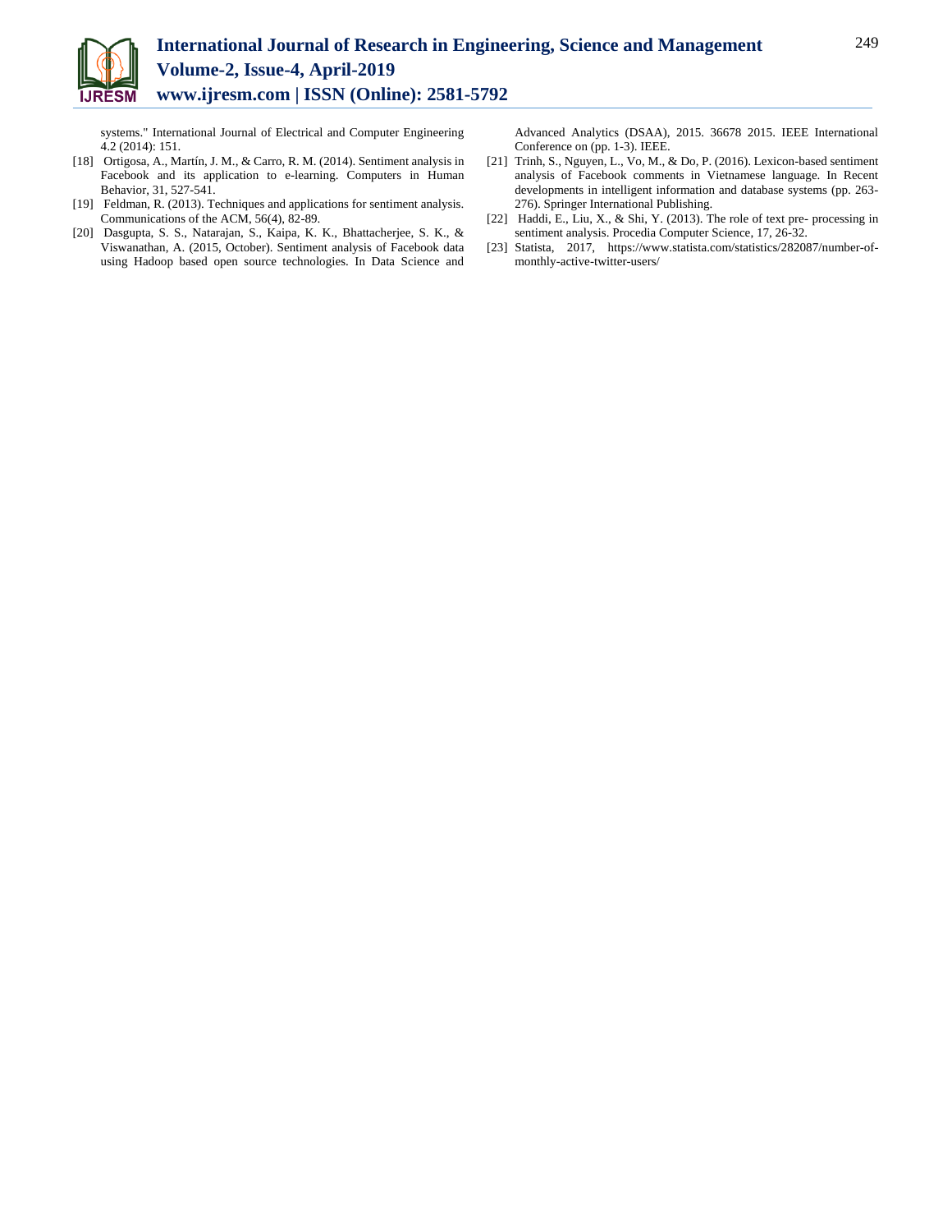systems." International Journal of Electrical and Computer Engineering 4.2 (2014): 151.

[18] Ortigosa, A., Martín, J. M., & Carro, R. M. (2014). Sentiment analysis in Facebook and its application to e-learning. Computers in Human Behavior, 31, 527-541.

[19] Feldman, R. (2013). Techniques and applications for sentiment analysis. Communications of the ACM, 56(4), 82-89.

[20] Dasgupta, S. S., Natarajan, S., Kaipa, K. K., Bhattacherjee, S. K., & Viswanathan, A. (2015, October). Sentiment analysis of Facebook data using Hadoop based open source technologies. In Data Science and Advanced Analytics (DSAA), 2015. 36678 2015. IEEE International Conference on (pp. 1-3). IEEE.

[21] Trinh, S., Nguyen, L., Vo, M., & Do, P. (2016). Lexicon-based sentiment analysis of Facebook comments in Vietnamese language. In Recent developments in intelligent information and database systems (pp. 263-276). Springer International Publishing.

[22] Haddi, E., Liu, X., & Shi, Y. (2013). The role of text pre- processing in sentiment analysis. Procedia Computer Science, 17, 26-32.

[23] Statista, 2017, https://www.statista.com/statistics/282087/number-of-monthly-active-twitter-users/